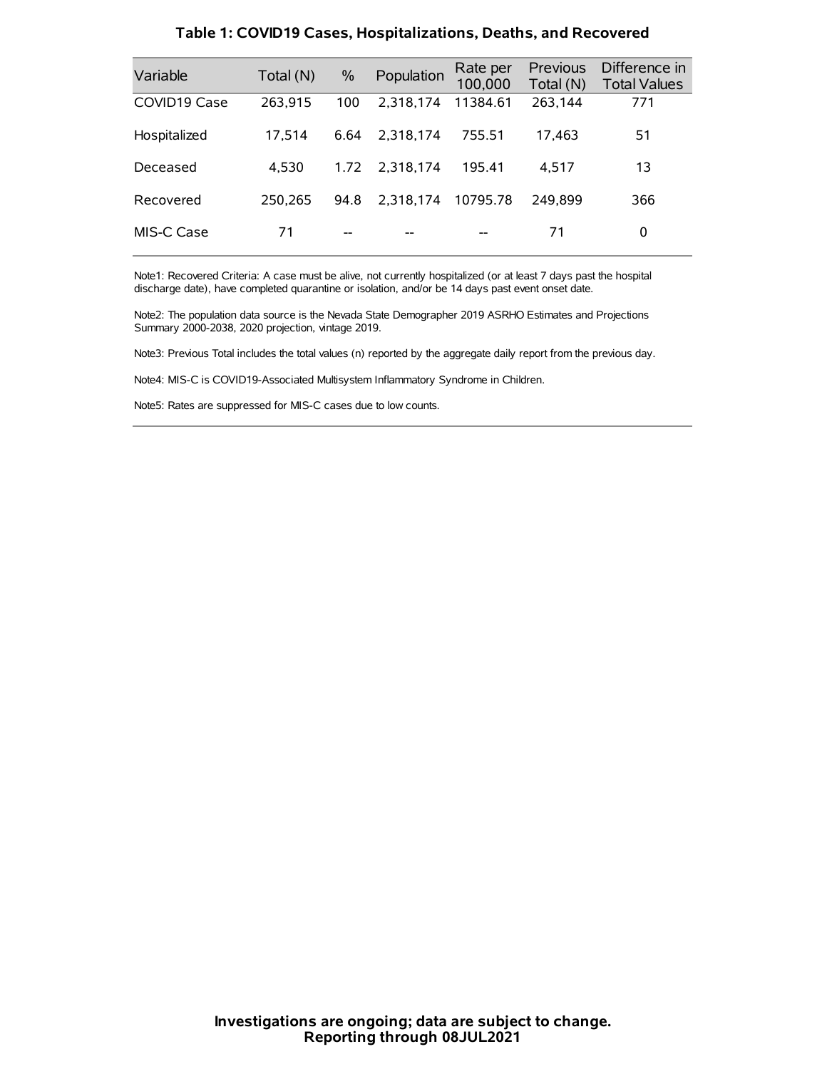### Table 1: COVID19 Cases, Hospitalizations, Deaths, and Recovered

| Variable | Total (N) | % | Population | Rate per 100,000 | Previous Total (N) | Difference in Total Values |
|---|---|---|---|---|---|---|
| COVID19 Case | 263,915 | 100 | 2,318,174 | 11384.61 | 263,144 | 771 |
| Hospitalized | 17,514 | 6.64 | 2,318,174 | 755.51 | 17,463 | 51 |
| Deceased | 4,530 | 1.72 | 2,318,174 | 195.41 | 4,517 | 13 |
| Recovered | 250,265 | 94.8 | 2,318,174 | 10795.78 | 249,899 | 366 |
| MIS-C Case | 71 | -- | -- | -- | 71 | 0 |

Note1: Recovered Criteria: A case must be alive, not currently hospitalized (or at least 7 days past the hospital discharge date), have completed quarantine or isolation, and/or be 14 days past event onset date.

Note2: The population data source is the Nevada State Demographer 2019 ASRHO Estimates and Projections Summary 2000-2038, 2020 projection, vintage 2019.

Note3: Previous Total includes the total values (n) reported by the aggregate daily report from the previous day.

Note4: MIS-C is COVID19-Associated Multisystem Inflammatory Syndrome in Children.

Note5: Rates are suppressed for MIS-C cases due to low counts.

**Investigations are ongoing; data are subject to change.**
**Reporting through 08JUL2021**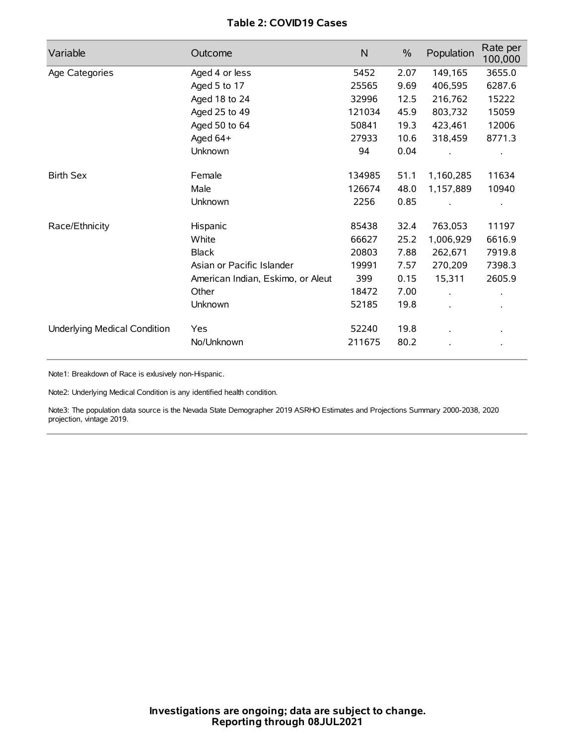**Table 2: COVID19 Cases**

| Variable | Outcome | N | % | Population | Rate per 100,000 |
|---|---|---|---|---|---|
| Age Categories | Aged 4 or less | 5452 | 2.07 | 149,165 | 3655.0 |
| | Aged 5 to 17 | 25565 | 9.69 | 406,595 | 6287.6 |
| | Aged 18 to 24 | 32996 | 12.5 | 216,762 | 15222 |
| | Aged 25 to 49 | 121034 | 45.9 | 803,732 | 15059 |
| | Aged 50 to 64 | 50841 | 19.3 | 423,461 | 12006 |
| | Aged 64+ | 27933 | 10.6 | 318,459 | 8771.3 |
| | Unknown | 94 | 0.04 | . | . |
| Birth Sex | Female | 134985 | 51.1 | 1,160,285 | 11634 |
| | Male | 126674 | 48.0 | 1,157,889 | 10940 |
| | Unknown | 2256 | 0.85 | . | . |
| Race/Ethnicity | Hispanic | 85438 | 32.4 | 763,053 | 11197 |
| | White | 66627 | 25.2 | 1,006,929 | 6616.9 |
| | Black | 20803 | 7.88 | 262,671 | 7919.8 |
| | Asian or Pacific Islander | 19991 | 7.57 | 270,209 | 7398.3 |
| | American Indian, Eskimo, or Aleut | 399 | 0.15 | 15,311 | 2605.9 |
| | Other | 18472 | 7.00 | . | . |
| | Unknown | 52185 | 19.8 | . | . |
| Underlying Medical Condition | Yes | 52240 | 19.8 | . | . |
| | No/Unknown | 211675 | 80.2 | . | . |

Note1: Breakdown of Race is exlusively non-Hispanic.

Note2: Underlying Medical Condition is any identified health condition.

Note3: The population data source is the Nevada State Demographer 2019 ASRHO Estimates and Projections Summary 2000-2038, 2020 projection, vintage 2019.

**Investigations are ongoing; data are subject to change.**
**Reporting through 08JUL2021**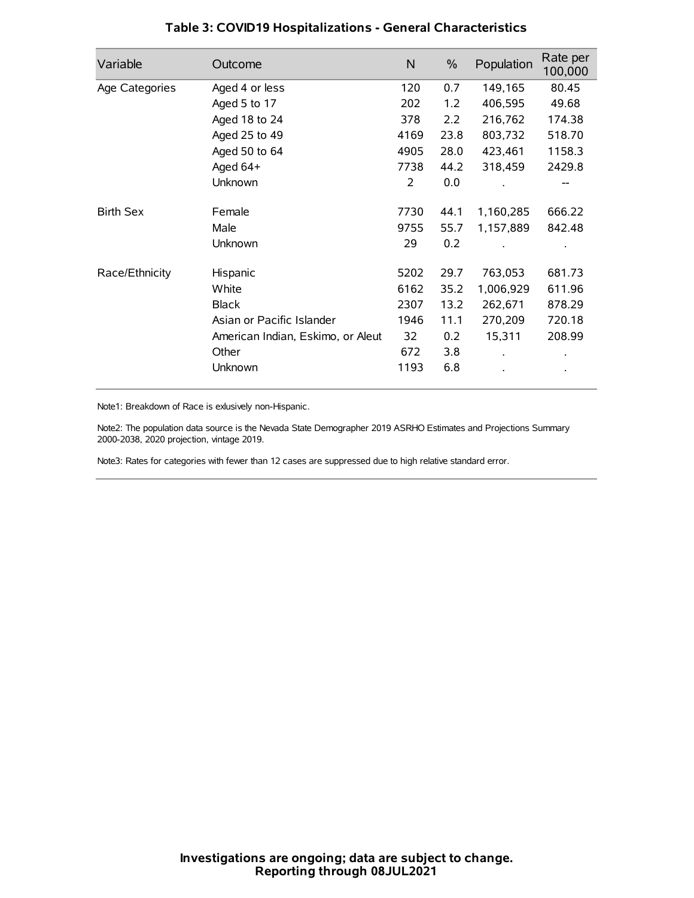## Table 3: COVID19 Hospitalizations - General Characteristics

| Variable | Outcome | N | % | Population | Rate per 100,000 |
|---|---|---|---|---|---|
| Age Categories | Aged 4 or less | 120 | 0.7 | 149,165 | 80.45 |
| | Aged 5 to 17 | 202 | 1.2 | 406,595 | 49.68 |
| | Aged 18 to 24 | 378 | 2.2 | 216,762 | 174.38 |
| | Aged 25 to 49 | 4169 | 23.8 | 803,732 | 518.70 |
| | Aged 50 to 64 | 4905 | 28.0 | 423,461 | 1158.3 |
| | Aged 64+ | 7738 | 44.2 | 318,459 | 2429.8 |
| | Unknown | 2 | 0.0 | . | -- |
| Birth Sex | Female | 7730 | 44.1 | 1,160,285 | 666.22 |
| | Male | 9755 | 55.7 | 1,157,889 | 842.48 |
| | Unknown | 29 | 0.2 | . | . |
| Race/Ethnicity | Hispanic | 5202 | 29.7 | 763,053 | 681.73 |
| | White | 6162 | 35.2 | 1,006,929 | 611.96 |
| | Black | 2307 | 13.2 | 262,671 | 878.29 |
| | Asian or Pacific Islander | 1946 | 11.1 | 270,209 | 720.18 |
| | American Indian, Eskimo, or Aleut | 32 | 0.2 | 15,311 | 208.99 |
| | Other | 672 | 3.8 | . | . |
| | Unknown | 1193 | 6.8 | . | . |

Note1: Breakdown of Race is exlusively non-Hispanic.

Note2: The population data source is the Nevada State Demographer 2019 ASRHO Estimates and Projections Summary 2000-2038, 2020 projection, vintage 2019.

Note3: Rates for categories with fewer than 12 cases are suppressed due to high relative standard error.

**Investigations are ongoing; data are subject to change.**
**Reporting through 08JUL2021**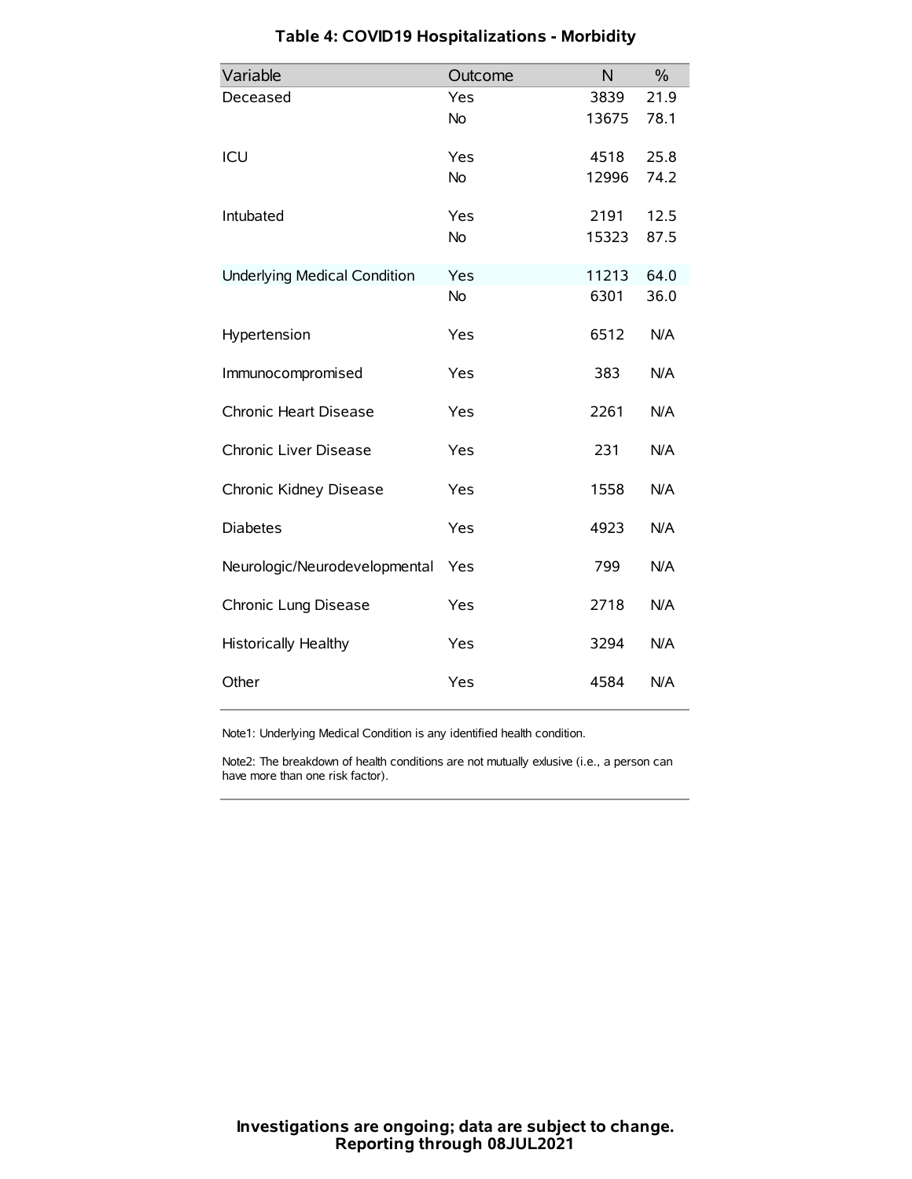### Table 4: COVID19 Hospitalizations - Morbidity

| Variable | Outcome | N | % |
|---|---|---|---|
| Deceased | Yes | 3839 | 21.9 |
| | No | 13675 | 78.1 |
| ICU | Yes | 4518 | 25.8 |
| | No | 12996 | 74.2 |
| Intubated | Yes | 2191 | 12.5 |
| | No | 15323 | 87.5 |
| Underlying Medical Condition | Yes | 11213 | 64.0 |
| | No | 6301 | 36.0 |
| Hypertension | Yes | 6512 | N/A |
| Immunocompromised | Yes | 383 | N/A |
| Chronic Heart Disease | Yes | 2261 | N/A |
| Chronic Liver Disease | Yes | 231 | N/A |
| Chronic Kidney Disease | Yes | 1558 | N/A |
| Diabetes | Yes | 4923 | N/A |
| Neurologic/Neurodevelopmental | Yes | 799 | N/A |
| Chronic Lung Disease | Yes | 2718 | N/A |
| Historically Healthy | Yes | 3294 | N/A |
| Other | Yes | 4584 | N/A |

Note1: Underlying Medical Condition is any identified health condition.

Note2: The breakdown of health conditions are not mutually exlusive (i.e., a person can have more than one risk factor).

**Investigations are ongoing; data are subject to change.**
**Reporting through 08JUL2021**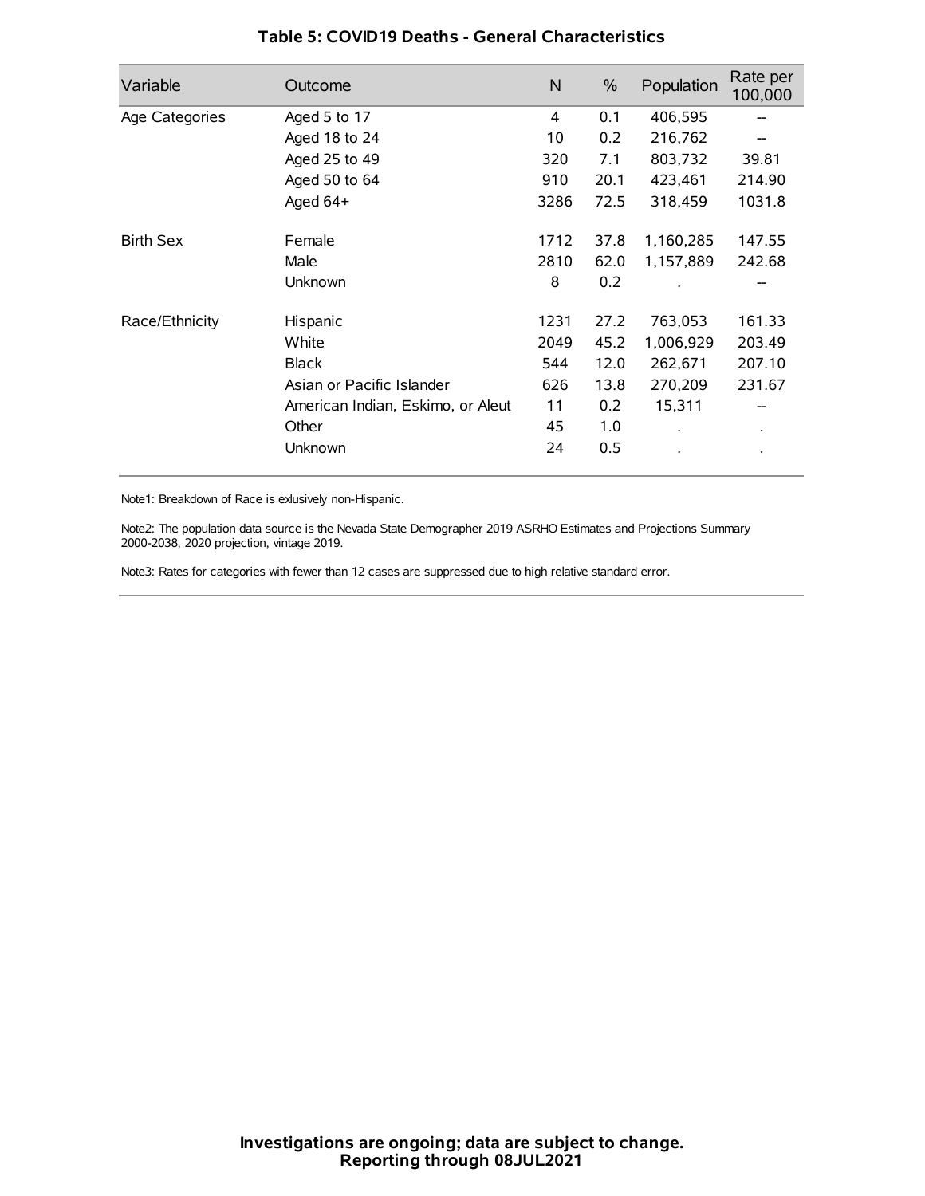# Table 5: COVID19 Deaths - General Characteristics

| Variable | Outcome | N | % | Population | Rate per 100,000 |
|---|---|---|---|---|---|
| Age Categories | Aged 5 to 17 | 4 | 0.1 | 406,595 | -- |
| | Aged 18 to 24 | 10 | 0.2 | 216,762 | -- |
| | Aged 25 to 49 | 320 | 7.1 | 803,732 | 39.81 |
| | Aged 50 to 64 | 910 | 20.1 | 423,461 | 214.90 |
| | Aged 64+ | 3286 | 72.5 | 318,459 | 1031.8 |
| Birth Sex | Female | 1712 | 37.8 | 1,160,285 | 147.55 |
| | Male | 2810 | 62.0 | 1,157,889 | 242.68 |
| | Unknown | 8 | 0.2 | . | -- |
| Race/Ethnicity | Hispanic | 1231 | 27.2 | 763,053 | 161.33 |
| | White | 2049 | 45.2 | 1,006,929 | 203.49 |
| | Black | 544 | 12.0 | 262,671 | 207.10 |
| | Asian or Pacific Islander | 626 | 13.8 | 270,209 | 231.67 |
| | American Indian, Eskimo, or Aleut | 11 | 0.2 | 15,311 | -- |
| | Other | 45 | 1.0 | . | . |
| | Unknown | 24 | 0.5 | . | . |

Note1: Breakdown of Race is exlusively non-Hispanic.

Note2: The population data source is the Nevada State Demographer 2019 ASRHO Estimates and Projections Summary 2000-2038, 2020 projection, vintage 2019.

Note3: Rates for categories with fewer than 12 cases are suppressed due to high relative standard error.

**Investigations are ongoing; data are subject to change.**
**Reporting through 08JUL2021**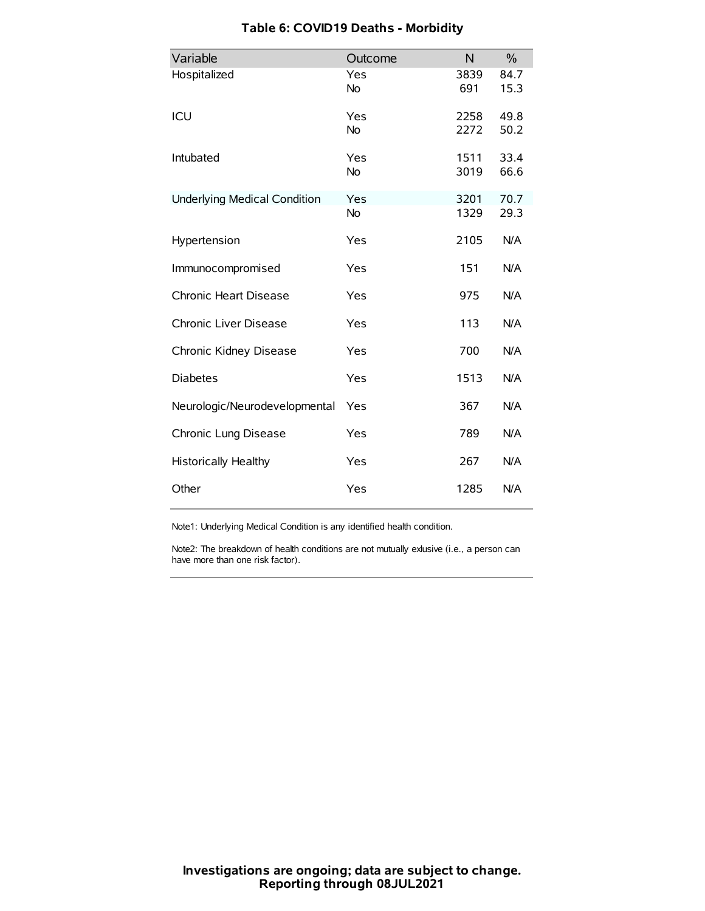# Table 6: COVID19 Deaths - Morbidity

| Variable | Outcome | N | % |
|---|---|---|---|
| Hospitalized | Yes | 3839 | 84.7 |
| | No | 691 | 15.3 |
| ICU | Yes | 2258 | 49.8 |
| | No | 2272 | 50.2 |
| Intubated | Yes | 1511 | 33.4 |
| | No | 3019 | 66.6 |
| Underlying Medical Condition | Yes | 3201 | 70.7 |
| | No | 1329 | 29.3 |
| Hypertension | Yes | 2105 | N/A |
| Immunocompromised | Yes | 151 | N/A |
| Chronic Heart Disease | Yes | 975 | N/A |
| Chronic Liver Disease | Yes | 113 | N/A |
| Chronic Kidney Disease | Yes | 700 | N/A |
| Diabetes | Yes | 1513 | N/A |
| Neurologic/Neurodevelopmental | Yes | 367 | N/A |
| Chronic Lung Disease | Yes | 789 | N/A |
| Historically Healthy | Yes | 267 | N/A |
| Other | Yes | 1285 | N/A |

Note1: Underlying Medical Condition is any identified health condition.

Note2: The breakdown of health conditions are not mutually exlusive (i.e., a person can have more than one risk factor).

**Investigations are ongoing; data are subject to change.**
**Reporting through 08JUL2021**